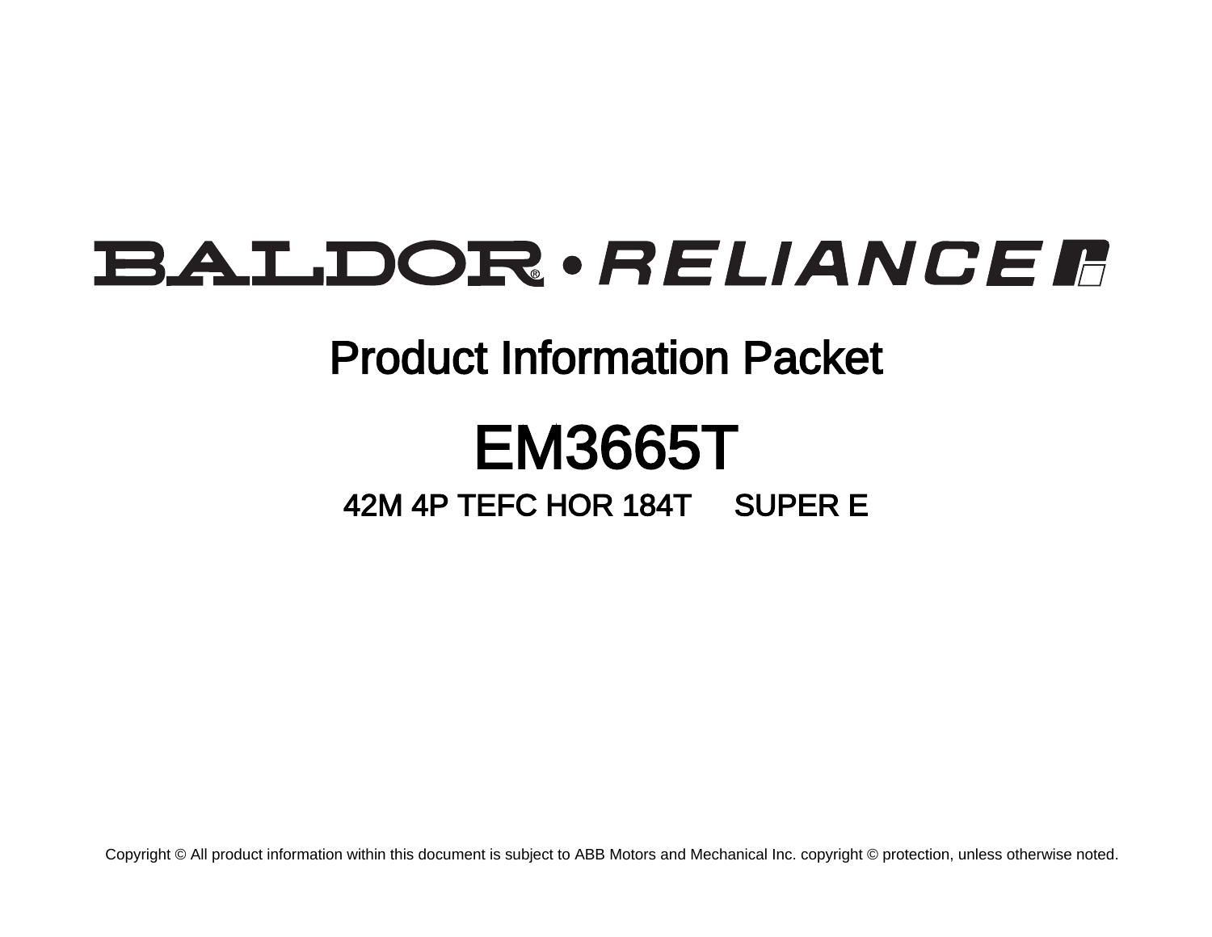BALDOR • RELIANCE

# Product Information Packet

# EM3665T

## 42M 4P TEFC HOR 184T     SUPER E

Copyright © All product information within this document is subject to ABB Motors and Mechanical Inc. copyright © protection, unless otherwise noted.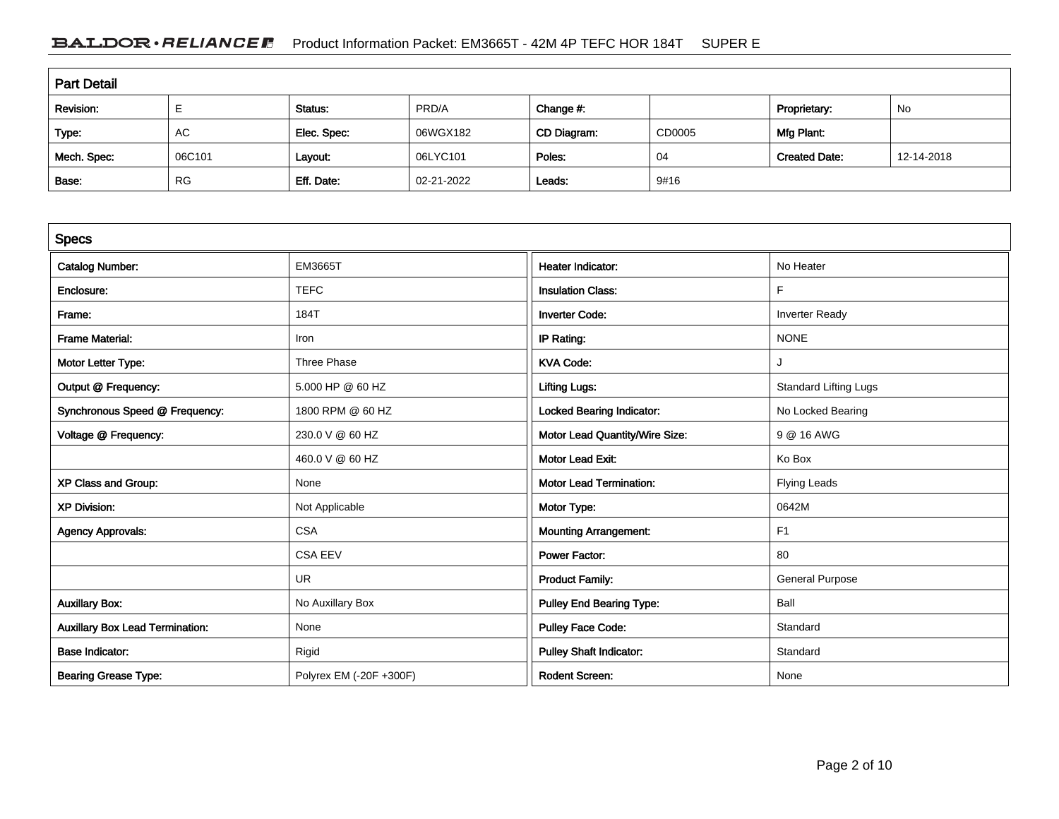## Part Detail

| Revision: | E | Status: | PRD/A | Change #: | | Proprietary: | No |
|---|---|---|---|---|---|---|---|
| Type: | AC | Elec. Spec: | 06WGX182 | CD Diagram: | CD0005 | Mfg Plant: | |
| Mech. Spec: | 06C101 | Layout: | 06LYC101 | Poles: | 04 | Created Date: | 12-14-2018 |
| Base: | RG | Eff. Date: | 02-21-2022 | Leads: | 9#16 | | |

## Specs

| | | | |
|---|---|---|---|
| Catalog Number: | EM3665T | Heater Indicator: | No Heater |
| Enclosure: | TEFC | Insulation Class: | F |
| Frame: | 184T | Inverter Code: | Inverter Ready |
| Frame Material: | Iron | IP Rating: | NONE |
| Motor Letter Type: | Three Phase | KVA Code: | J |
| Output @ Frequency: | 5.000 HP @ 60 HZ | Lifting Lugs: | Standard Lifting Lugs |
| Synchronous Speed @ Frequency: | 1800 RPM @ 60 HZ | Locked Bearing Indicator: | No Locked Bearing |
| Voltage @ Frequency: | 230.0 V @ 60 HZ | Motor Lead Quantity/Wire Size: | 9 @ 16 AWG |
| | 460.0 V @ 60 HZ | Motor Lead Exit: | Ko Box |
| XP Class and Group: | None | Motor Lead Termination: | Flying Leads |
| XP Division: | Not Applicable | Motor Type: | 0642M |
| Agency Approvals: | CSA | Mounting Arrangement: | F1 |
| | CSA EEV | Power Factor: | 80 |
| | UR | Product Family: | General Purpose |
| Auxillary Box: | No Auxillary Box | Pulley End Bearing Type: | Ball |
| Auxillary Box Lead Termination: | None | Pulley Face Code: | Standard |
| Base Indicator: | Rigid | Pulley Shaft Indicator: | Standard |
| Bearing Grease Type: | Polyrex EM (-20F +300F) | Rodent Screen: | None |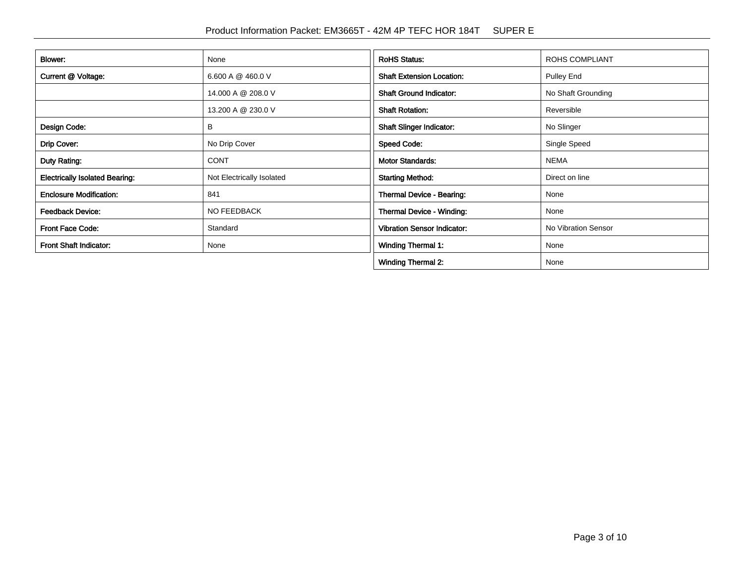| Blower: | None |
|---|---|
| Current @ Voltage: | 6.600 A @ 460.0 V |
| | 14.000 A @ 208.0 V |
| | 13.200 A @ 230.0 V |
| Design Code: | B |
| Drip Cover: | No Drip Cover |
| Duty Rating: | CONT |
| Electrically Isolated Bearing: | Not Electrically Isolated |
| Enclosure Modification: | 841 |
| Feedback Device: | NO FEEDBACK |
| Front Face Code: | Standard |
| Front Shaft Indicator: | None |

| RoHS Status: | ROHS COMPLIANT |
|---|---|
| Shaft Extension Location: | Pulley End |
| Shaft Ground Indicator: | No Shaft Grounding |
| Shaft Rotation: | Reversible |
| Shaft Slinger Indicator: | No Slinger |
| Speed Code: | Single Speed |
| Motor Standards: | NEMA |
| Starting Method: | Direct on line |
| Thermal Device - Bearing: | None |
| Thermal Device - Winding: | None |
| Vibration Sensor Indicator: | No Vibration Sensor |
| Winding Thermal 1: | None |
| Winding Thermal 2: | None |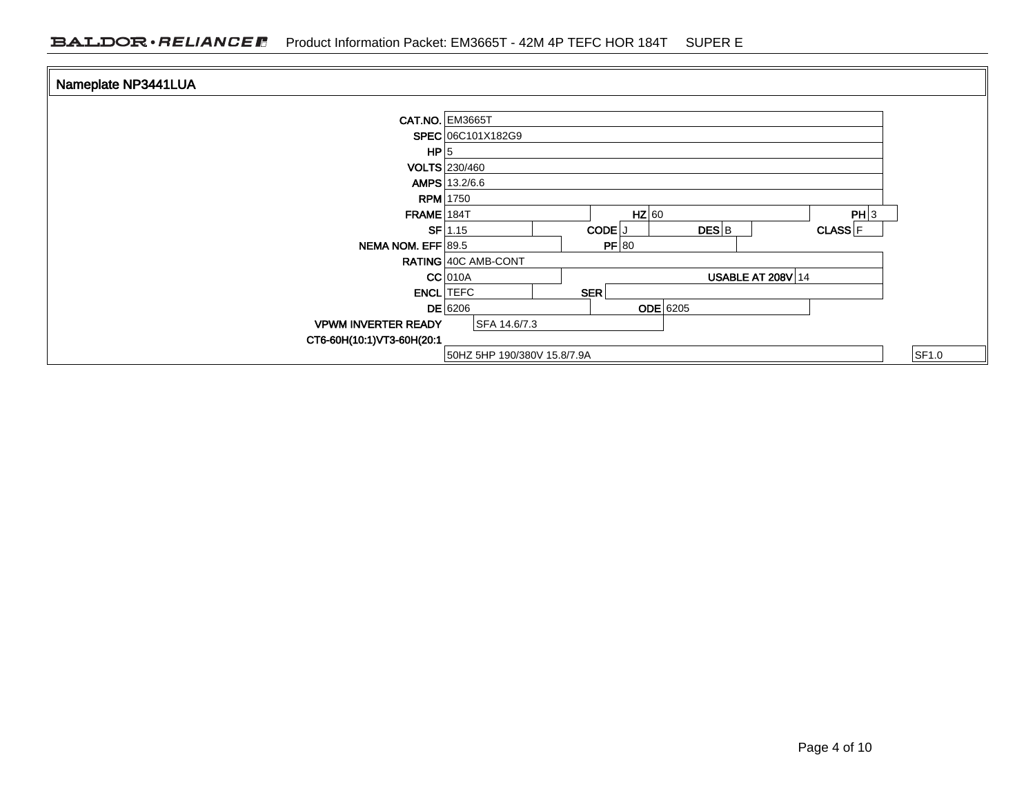## Nameplate NP3441LUA

| | | | | | | | |
|---|---|---|---|---|---|---|---|
| **CAT.NO.** | EM3665T | | | | | | |
| **SPEC** | 06C101X182G9 | | | | | | |
| **HP** | 5 | | | | | | |
| **VOLTS** | 230/460 | | | | | | |
| **AMPS** | 13.2/6.6 | | | | | | |
| **RPM** | 1750 | | | | | | |
| **FRAME** | 184T | **HZ** | 60 | | | **PH** | 3 |
| **SF** | 1.15 | **CODE** | J | **DES** | B | **CLASS** | F |
| **NEMA NOM. EFF** | 89.5 | **PF** | 80 | | | | |
| **RATING** | 40C AMB-CONT | | | | | | |
| **CC** | 010A | | | **USABLE AT 208V** | 14 | | |
| **ENCL** | TEFC | **SER** | | | | | |
| **DE** | 6206 | **ODE** | 6205 | | | | |
| **VPWM INVERTER READY** | SFA 14.6/7.3 | | | | | | |
| **CT6-60H(10:1)VT3-60H(20:1** | | | | | | | |
| | 50HZ 5HP 190/380V 15.8/7.9A | | | | | | SF1.0 |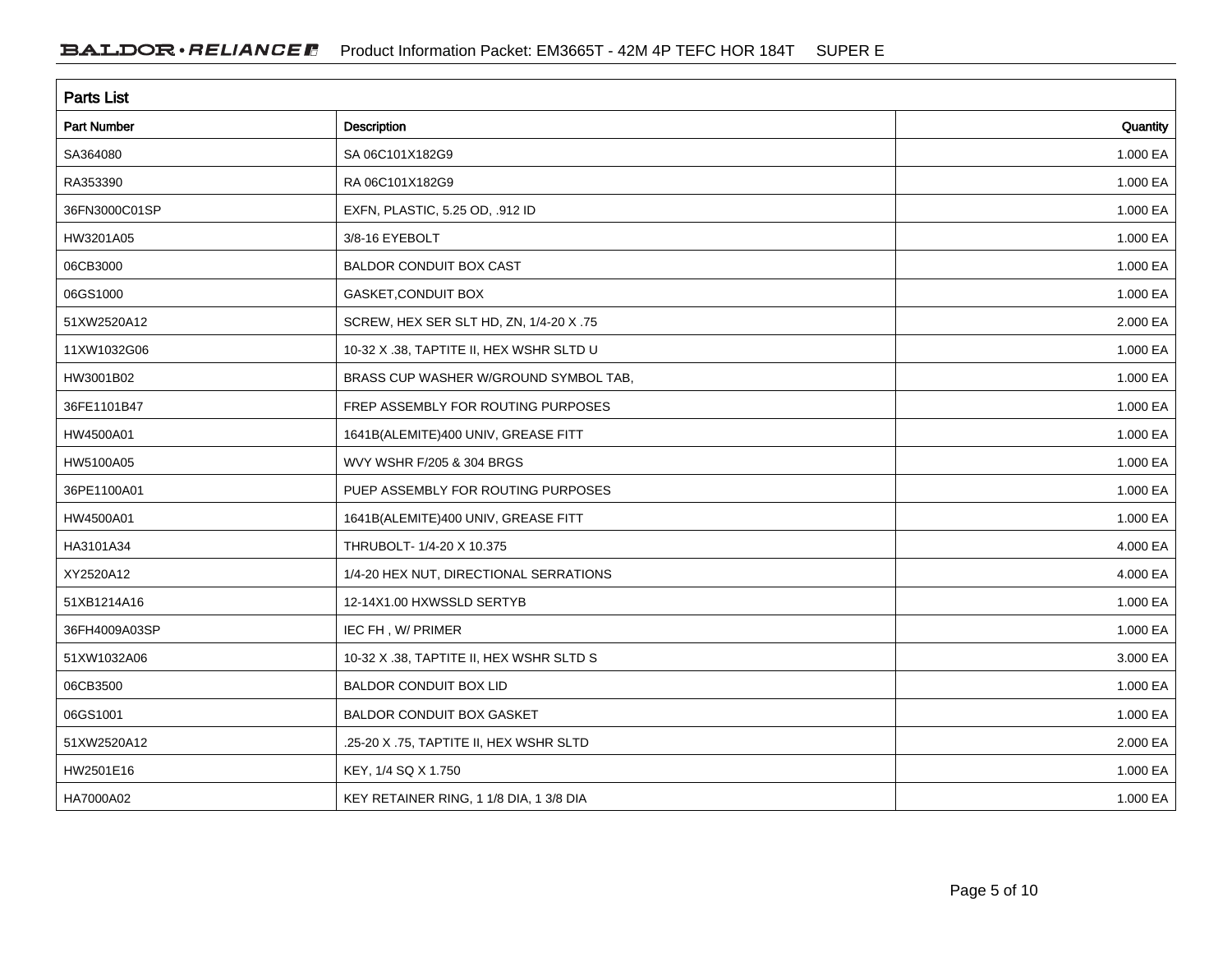## Parts List

| Part Number | Description | Quantity |
|---|---|---|
| SA364080 | SA 06C101X182G9 | 1.000 EA |
| RA353390 | RA 06C101X182G9 | 1.000 EA |
| 36FN3000C01SP | EXFN, PLASTIC, 5.25 OD, .912 ID | 1.000 EA |
| HW3201A05 | 3/8-16 EYEBOLT | 1.000 EA |
| 06CB3000 | BALDOR CONDUIT BOX CAST | 1.000 EA |
| 06GS1000 | GASKET,CONDUIT BOX | 1.000 EA |
| 51XW2520A12 | SCREW, HEX SER SLT HD, ZN, 1/4-20 X .75 | 2.000 EA |
| 11XW1032G06 | 10-32 X .38, TAPTITE II, HEX WSHR SLTD U | 1.000 EA |
| HW3001B02 | BRASS CUP WASHER W/GROUND SYMBOL TAB, | 1.000 EA |
| 36FE1101B47 | FREP ASSEMBLY FOR ROUTING PURPOSES | 1.000 EA |
| HW4500A01 | 1641B(ALEMITE)400 UNIV, GREASE FITT | 1.000 EA |
| HW5100A05 | WVY WSHR F/205 & 304 BRGS | 1.000 EA |
| 36PE1100A01 | PUEP ASSEMBLY FOR ROUTING PURPOSES | 1.000 EA |
| HW4500A01 | 1641B(ALEMITE)400 UNIV, GREASE FITT | 1.000 EA |
| HA3101A34 | THRUBOLT- 1/4-20 X 10.375 | 4.000 EA |
| XY2520A12 | 1/4-20 HEX NUT, DIRECTIONAL SERRATIONS | 4.000 EA |
| 51XB1214A16 | 12-14X1.00 HXWSSLD SERTYB | 1.000 EA |
| 36FH4009A03SP | IEC FH , W/ PRIMER | 1.000 EA |
| 51XW1032A06 | 10-32 X .38, TAPTITE II, HEX WSHR SLTD S | 3.000 EA |
| 06CB3500 | BALDOR CONDUIT BOX LID | 1.000 EA |
| 06GS1001 | BALDOR CONDUIT BOX GASKET | 1.000 EA |
| 51XW2520A12 | .25-20 X .75, TAPTITE II, HEX WSHR SLTD | 2.000 EA |
| HW2501E16 | KEY, 1/4 SQ X 1.750 | 1.000 EA |
| HA7000A02 | KEY RETAINER RING, 1 1/8 DIA, 1 3/8 DIA | 1.000 EA |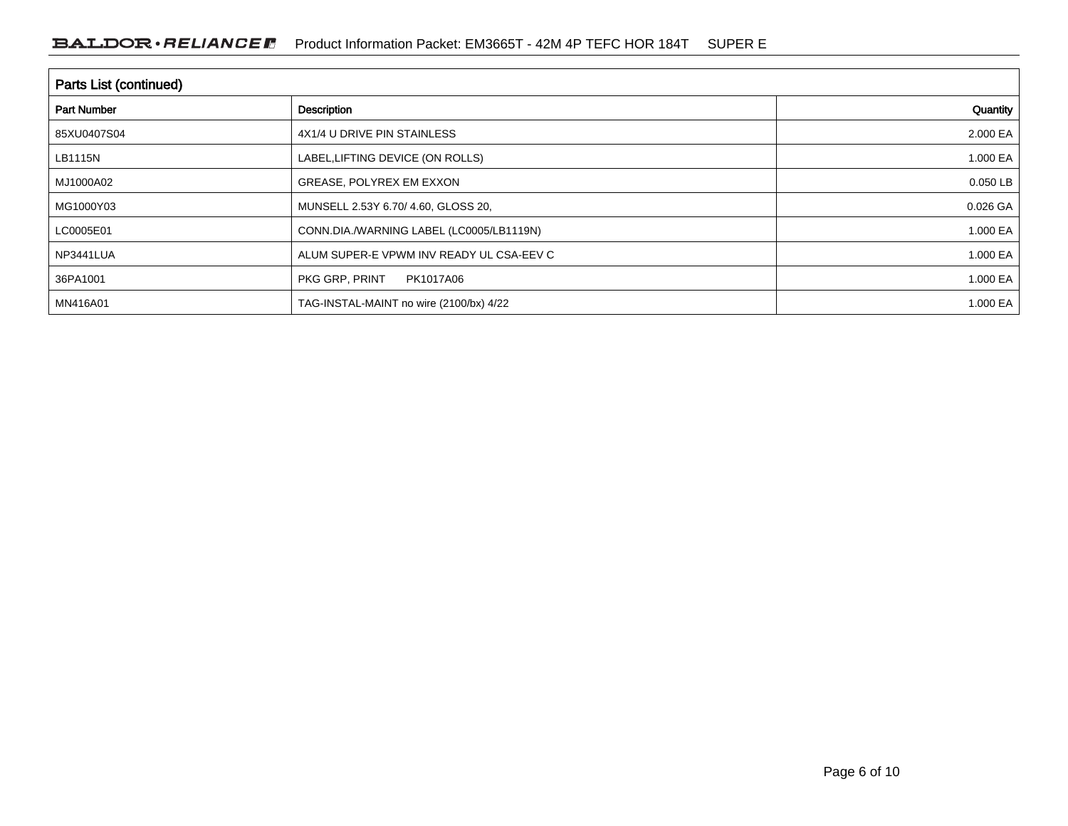## Parts List (continued)

| Part Number | Description | Quantity |
|---|---|---|
| 85XU0407S04 | 4X1/4 U DRIVE PIN STAINLESS | 2.000 EA |
| LB1115N | LABEL,LIFTING DEVICE (ON ROLLS) | 1.000 EA |
| MJ1000A02 | GREASE, POLYREX EM EXXON | 0.050 LB |
| MG1000Y03 | MUNSELL 2.53Y 6.70/ 4.60, GLOSS 20, | 0.026 GA |
| LC0005E01 | CONN.DIA./WARNING LABEL (LC0005/LB1119N) | 1.000 EA |
| NP3441LUA | ALUM SUPER-E VPWM INV READY UL CSA-EEV C | 1.000 EA |
| 36PA1001 | PKG GRP, PRINT PK1017A06 | 1.000 EA |
| MN416A01 | TAG-INSTAL-MAINT no wire (2100/bx) 4/22 | 1.000 EA |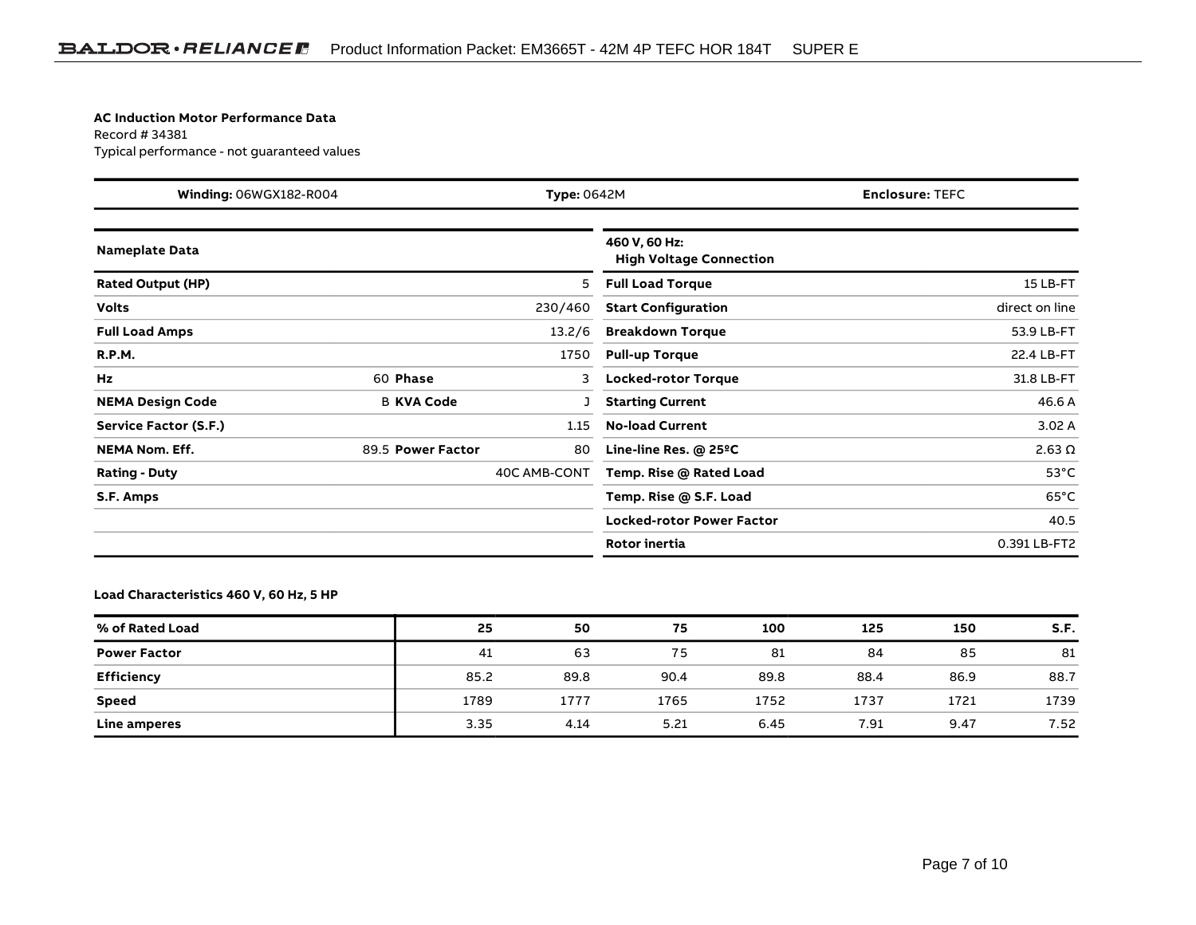**AC Induction Motor Performance Data**
Record # 34381
Typical performance - not guaranteed values

| **Winding:** 06WGX182-R004 | **Type:** 0642M | **Enclosure:** TEFC |
|---|---|---|

| **Nameplate Data** | | | |
|---|---|---|---|
| **Rated Output (HP)** | | | 5 |
| **Volts** | | | 230/460 |
| **Full Load Amps** | | | 13.2/6 |
| **R.P.M.** | | | 1750 |
| **Hz** | 60 | **Phase** | 3 |
| **NEMA Design Code** | B | **KVA Code** | J |
| **Service Factor (S.F.)** | | | 1.15 |
| **NEMA Nom. Eff.** | 89.5 | **Power Factor** | 80 |
| **Rating - Duty** | | | 40C AMB-CONT |
| **S.F. Amps** | | | |

| **460 V, 60 Hz: High Voltage Connection** | |
|---|---|
| **Full Load Torque** | 15 LB-FT |
| **Start Configuration** | direct on line |
| **Breakdown Torque** | 53.9 LB-FT |
| **Pull-up Torque** | 22.4 LB-FT |
| **Locked-rotor Torque** | 31.8 LB-FT |
| **Starting Current** | 46.6 A |
| **No-load Current** | 3.02 A |
| **Line-line Res. @ 25ºC** | 2.63 Ω |
| **Temp. Rise @ Rated Load** | 53°C |
| **Temp. Rise @ S.F. Load** | 65°C |
| **Locked-rotor Power Factor** | 40.5 |
| **Rotor inertia** | 0.391 LB-FT2 |

**Load Characteristics 460 V, 60 Hz, 5 HP**

| % of Rated Load | 25 | 50 | 75 | 100 | 125 | 150 | S.F. |
|---|---|---|---|---|---|---|---|
| **Power Factor** | 41 | 63 | 75 | 81 | 84 | 85 | 81 |
| **Efficiency** | 85.2 | 89.8 | 90.4 | 89.8 | 88.4 | 86.9 | 88.7 |
| **Speed** | 1789 | 1777 | 1765 | 1752 | 1737 | 1721 | 1739 |
| **Line amperes** | 3.35 | 4.14 | 5.21 | 6.45 | 7.91 | 9.47 | 7.52 |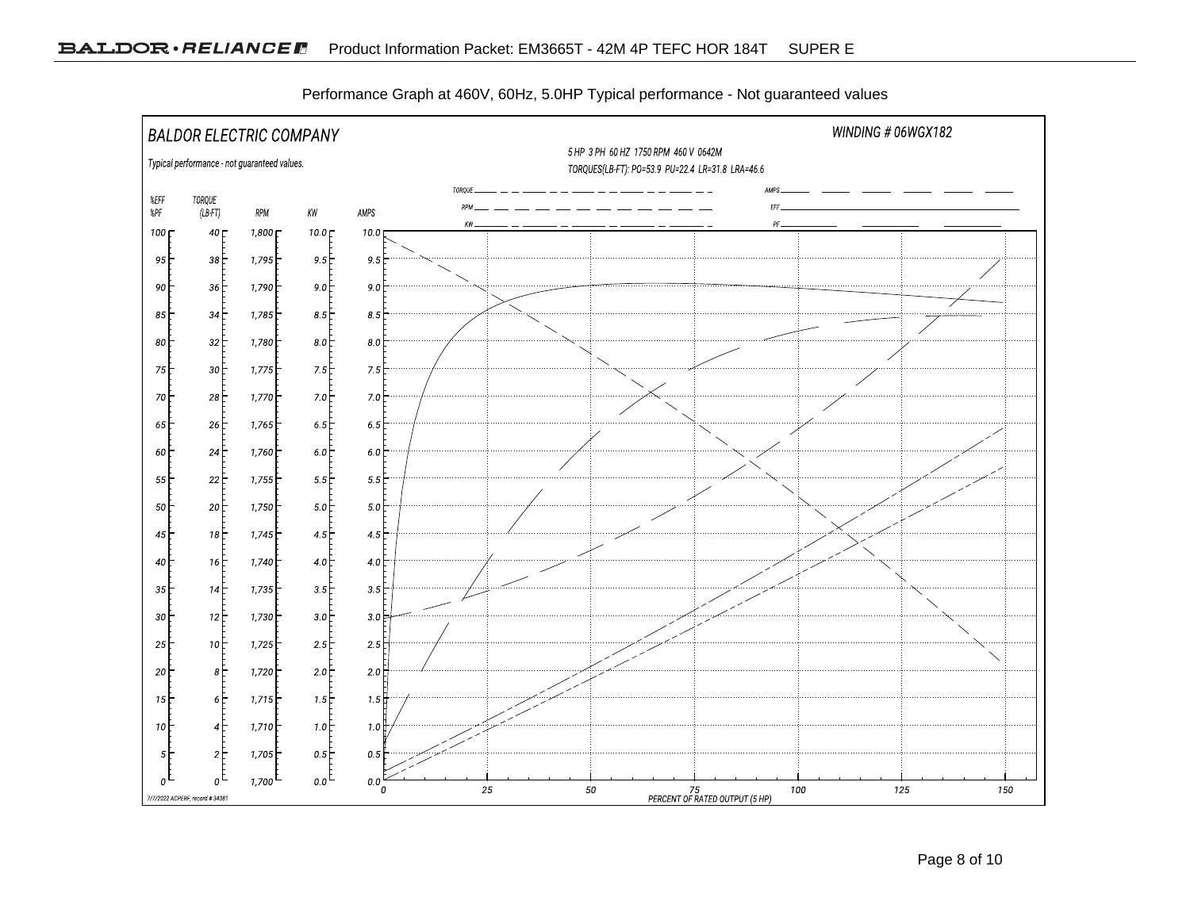Performance Graph at 460V, 60Hz, 5.0HP Typical performance - Not guaranteed values

BALDOR ELECTRIC COMPANY

WINDING # 06WGX182

Typical performance - not guaranteed values.

5 HP 3 PH 60 HZ 1750 RPM 460 V 0642M

TORQUES(LB-FT): PO=53.9 PU=22.4 LR=31.8 LRA=46.6

Legend: TORQUE, RPM, KW, AMPS, EFF, PF

| %EFF %PF | TORQUE (LB-FT) | RPM | KW | AMPS |
|---|---|---|---|---|
| 100 | 40 | 1,800 | 10.0 | 10.0 |
| 95 | 38 | 1,795 | 9.5 | 9.5 |
| 90 | 36 | 1,790 | 9.0 | 9.0 |
| 85 | 34 | 1,785 | 8.5 | 8.5 |
| 80 | 32 | 1,780 | 8.0 | 8.0 |
| 75 | 30 | 1,775 | 7.5 | 7.5 |
| 70 | 28 | 1,770 | 7.0 | 7.0 |
| 65 | 26 | 1,765 | 6.5 | 6.5 |
| 60 | 24 | 1,760 | 6.0 | 6.0 |
| 55 | 22 | 1,755 | 5.5 | 5.5 |
| 50 | 20 | 1,750 | 5.0 | 5.0 |
| 45 | 18 | 1,745 | 4.5 | 4.5 |
| 40 | 16 | 1,740 | 4.0 | 4.0 |
| 35 | 14 | 1,735 | 3.5 | 3.5 |
| 30 | 12 | 1,730 | 3.0 | 3.0 |
| 25 | 10 | 1,725 | 2.5 | 2.5 |
| 20 | 8 | 1,720 | 2.0 | 2.0 |
| 15 | 6 | 1,715 | 1.5 | 1.5 |
| 10 | 4 | 1,710 | 1.0 | 1.0 |
| 5 | 2 | 1,705 | 0.5 | 0.5 |
| 0 | 0 | 1,700 | 0.0 | 0.0 |

PERCENT OF RATED OUTPUT (5 HP): 0, 25, 50, 75, 100, 125, 150

7/7/2022 ACPERF, record # 34381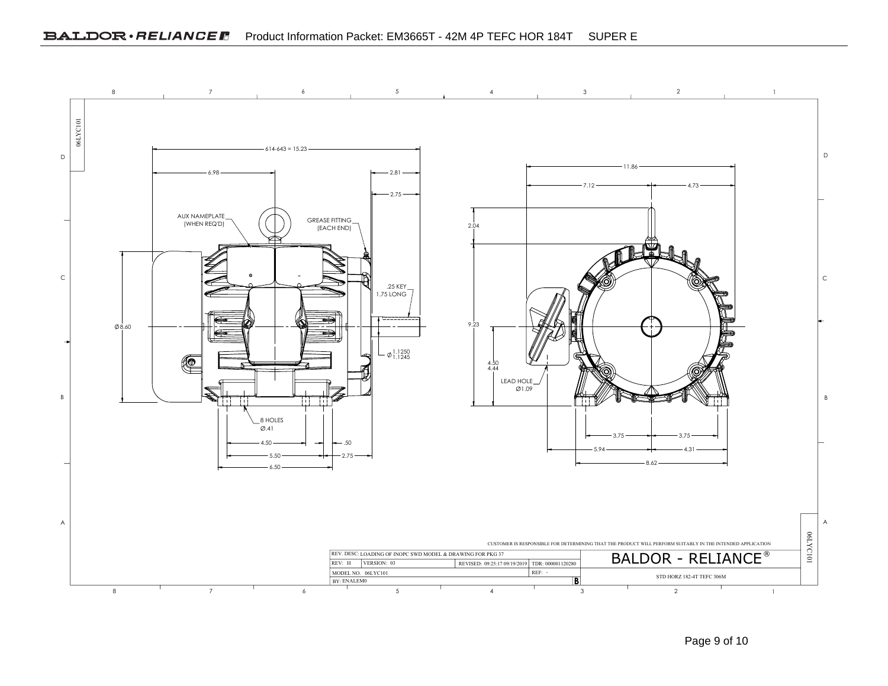Product Information Packet: EM3665T - 42M 4P TEFC HOR 184T SUPER E

06LYC101

614-643 = 15.23

6.98

2.81

2.75

AUX NAMEPLATE (WHEN REQ'D)

GREASE FITTING (EACH END)

.25 KEY 1.75 LONG

Ø8.60

Ø 1.1250 / 1.1245

8 HOLES Ø.41

4.50

.50

5.50

2.75

6.50

11.86

7.12

4.73

2.04

9.23

4.50 / 4.44

LEAD HOLE Ø1.09

3.75

3.75

5.94

4.31

8.62

CUSTOMER IS RESPONSIBLE FOR DETERMINING THAT THE PRODUCT WILL PERFORM SUITABLY IN THE INTENDED APPLICATION

| REV. DESC: LOADING OF INOPC SWD MODEL & DRAWING FOR PKG 37 | | | | BALDOR - RELIANCE® |
|---|---|---|---|---|
| REV: H | VERSION: 03 | REVISED: 09:25:17 09/19/2019 | TDR: 000001120280 | |
| MODEL NO. 06LYC101 | | | REF: - | STD HORZ 182-4T TEFC 306M |
| BY: ENALEM0 | | | B | |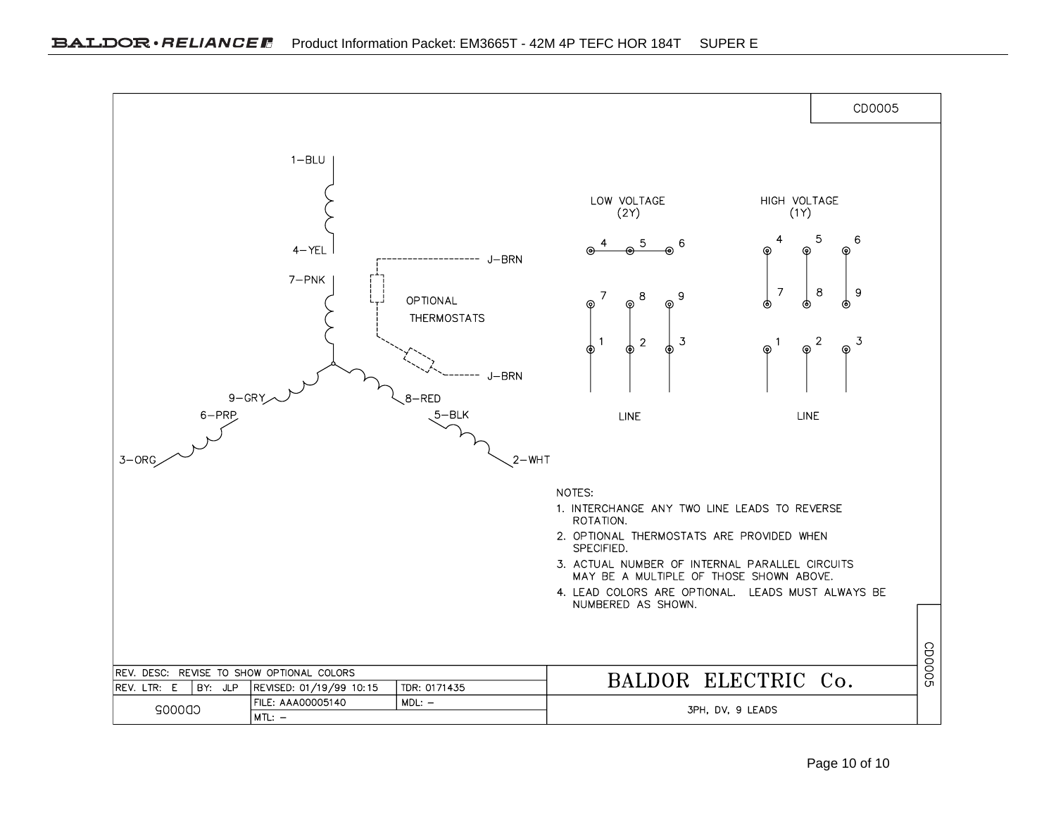CD0005

1-BLU

4-YEL

7-PNK

9-GRY

8-RED

6-PRP

5-BLK

3-ORG

2-WHT

J-BRN

OPTIONAL THERMOSTATS

J-BRN

LOW VOLTAGE (2Y)

4 5 6

7 8 9

1 2 3

LINE

HIGH VOLTAGE (1Y)

4 5 6

7 8 9

1 2 3

LINE

NOTES:

1. INTERCHANGE ANY TWO LINE LEADS TO REVERSE ROTATION.
2. OPTIONAL THERMOSTATS ARE PROVIDED WHEN SPECIFIED.
3. ACTUAL NUMBER OF INTERNAL PARALLEL CIRCUITS MAY BE A MULTIPLE OF THOSE SHOWN ABOVE.
4. LEAD COLORS ARE OPTIONAL. LEADS MUST ALWAYS BE NUMBERED AS SHOWN.

| | | | | |
|---|---|---|---|---|
| REV. DESC: REVISE TO SHOW OPTIONAL COLORS | | | | BALDOR ELECTRIC Co. |
| REV. LTR: E | BY: JLP | REVISED: 01/19/99 10:15 | TDR: 0171435 | |
| CD0005 | | FILE: AAA00005140 | MDL: – | 3PH, DV, 9 LEADS |
| | | MTL: – | | |

CD0005